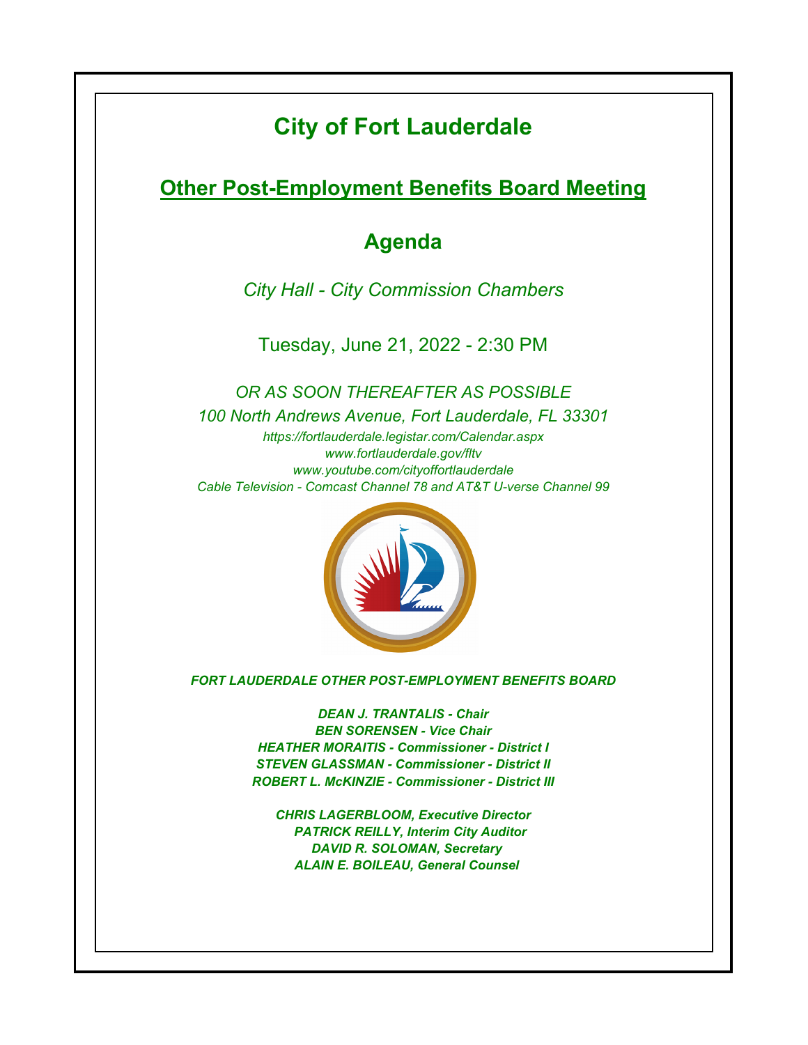# City of Fort Lauderdale

## Other Post-Employment Benefits Board Meeting

## Agenda

*City Hall - City Commission Chambers*

Tuesday, June 21, 2022 - 2:30 PM

*OR AS SOON THEREAFTER AS POSSIBLE*

*100 North Andrews Avenue, Fort Lauderdale, FL 33301*

*https://fortlauderdale.legistar.com/Calendar.aspx*

*www.fortlauderdale.gov/fltv*

*www.youtube.com/cityoffortlauderdale*

*Cable Television - Comcast Channel 78 and AT&T U-verse Channel 99*

***FORT LAUDERDALE OTHER POST-EMPLOYMENT BENEFITS BOARD***

***DEAN J. TRANTALIS - Chair***
***BEN SORENSEN - Vice Chair***
***HEATHER MORAITIS - Commissioner - District I***
***STEVEN GLASSMAN - Commissioner - District II***
***ROBERT L. McKINZIE - Commissioner - District III***

***CHRIS LAGERBLOOM, Executive Director***
***PATRICK REILLY, Interim City Auditor***
***DAVID R. SOLOMAN, Secretary***
***ALAIN E. BOILEAU, General Counsel***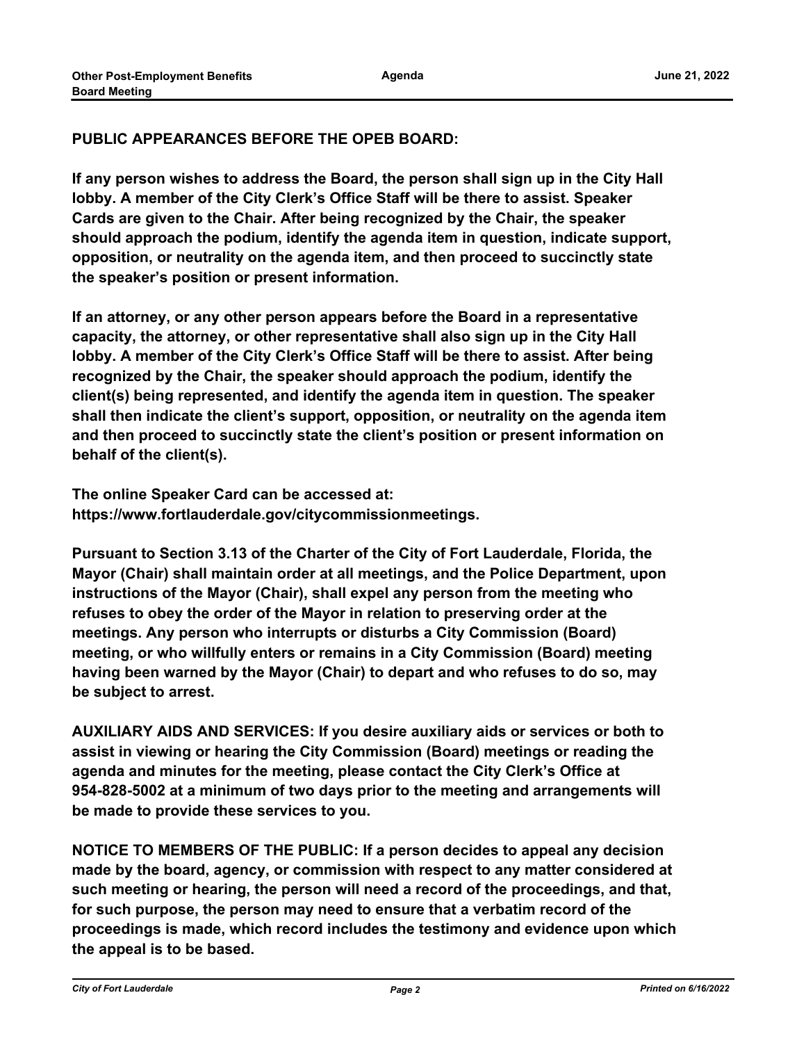**PUBLIC APPEARANCES BEFORE THE OPEB BOARD:**

**If any person wishes to address the Board, the person shall sign up in the City Hall lobby. A member of the City Clerk's Office Staff will be there to assist. Speaker Cards are given to the Chair. After being recognized by the Chair, the speaker should approach the podium, identify the agenda item in question, indicate support, opposition, or neutrality on the agenda item, and then proceed to succinctly state the speaker's position or present information.**

**If an attorney, or any other person appears before the Board in a representative capacity, the attorney, or other representative shall also sign up in the City Hall lobby. A member of the City Clerk's Office Staff will be there to assist. After being recognized by the Chair, the speaker should approach the podium, identify the client(s) being represented, and identify the agenda item in question. The speaker shall then indicate the client's support, opposition, or neutrality on the agenda item and then proceed to succinctly state the client's position or present information on behalf of the client(s).**

**The online Speaker Card can be accessed at: https://www.fortlauderdale.gov/citycommissionmeetings.**

**Pursuant to Section 3.13 of the Charter of the City of Fort Lauderdale, Florida, the Mayor (Chair) shall maintain order at all meetings, and the Police Department, upon instructions of the Mayor (Chair), shall expel any person from the meeting who refuses to obey the order of the Mayor in relation to preserving order at the meetings. Any person who interrupts or disturbs a City Commission (Board) meeting, or who willfully enters or remains in a City Commission (Board) meeting having been warned by the Mayor (Chair) to depart and who refuses to do so, may be subject to arrest.**

**AUXILIARY AIDS AND SERVICES: If you desire auxiliary aids or services or both to assist in viewing or hearing the City Commission (Board) meetings or reading the agenda and minutes for the meeting, please contact the City Clerk's Office at 954-828-5002 at a minimum of two days prior to the meeting and arrangements will be made to provide these services to you.**

**NOTICE TO MEMBERS OF THE PUBLIC: If a person decides to appeal any decision made by the board, agency, or commission with respect to any matter considered at such meeting or hearing, the person will need a record of the proceedings, and that, for such purpose, the person may need to ensure that a verbatim record of the proceedings is made, which record includes the testimony and evidence upon which the appeal is to be based.**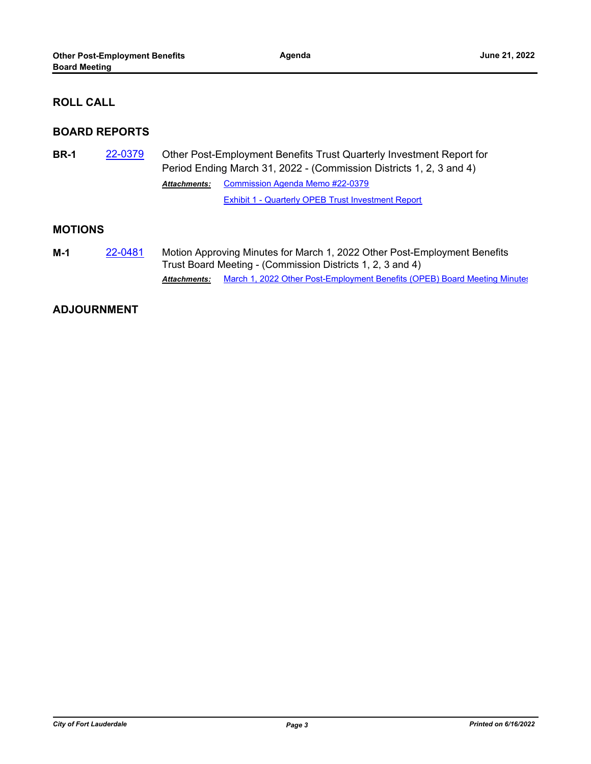## ROLL CALL

## BOARD REPORTS

**BR-1** 22-0379 Other Post-Employment Benefits Trust Quarterly Investment Report for Period Ending March 31, 2022 - (Commission Districts 1, 2, 3 and 4)

***Attachments:*** Commission Agenda Memo #22-0379

Exhibit 1 - Quarterly OPEB Trust Investment Report

## MOTIONS

**M-1** 22-0481 Motion Approving Minutes for March 1, 2022 Other Post-Employment Benefits Trust Board Meeting - (Commission Districts 1, 2, 3 and 4)

***Attachments:*** March 1, 2022 Other Post-Employment Benefits (OPEB) Board Meeting Minutes

## ADJOURNMENT